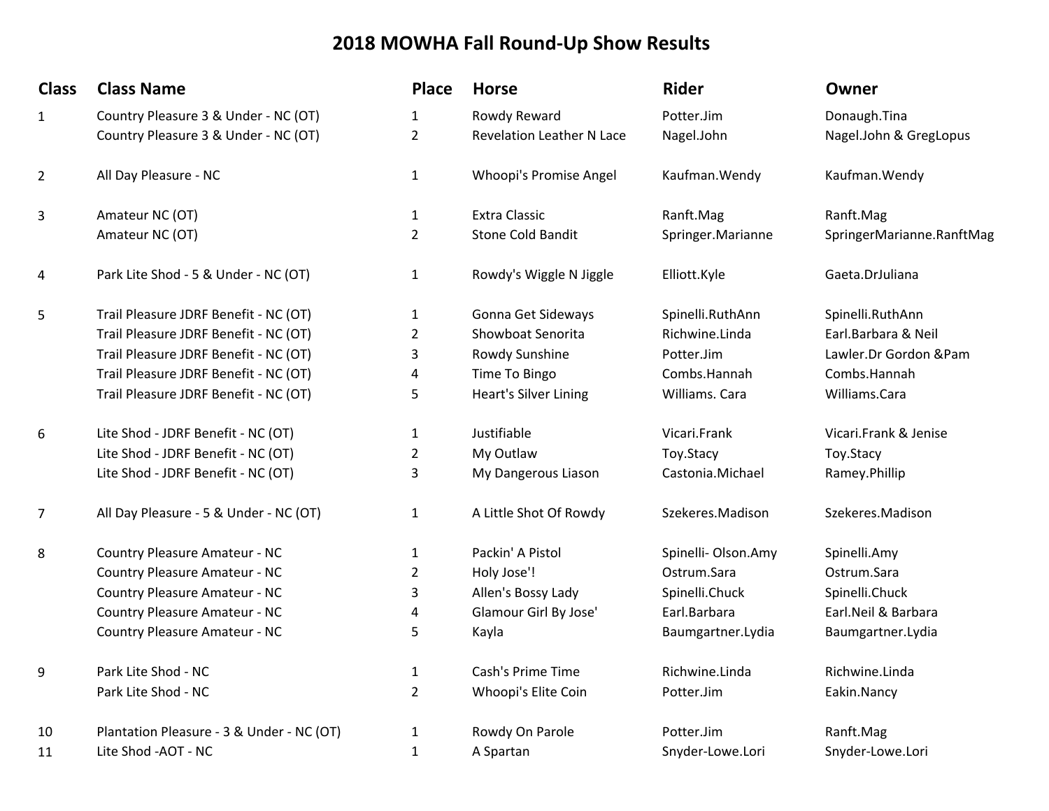# 2018 MOWHA Fall Round-Up Show Results

| Class | Class Name | Place | Horse | Rider | Owner |
|---|---|---|---|---|---|
| 1 | Country Pleasure 3 & Under - NC (OT) | 1 | Rowdy Reward | Potter.Jim | Donaugh.Tina |
| | Country Pleasure 3 & Under - NC (OT) | 2 | Revelation Leather N Lace | Nagel.John | Nagel.John & GregLopus |
| 2 | All Day Pleasure - NC | 1 | Whoopi's Promise Angel | Kaufman.Wendy | Kaufman.Wendy |
| 3 | Amateur NC (OT) | 1 | Extra Classic | Ranft.Mag | Ranft.Mag |
| | Amateur NC (OT) | 2 | Stone Cold Bandit | Springer.Marianne | SpringerMarianne.RanftMag |
| 4 | Park Lite Shod - 5 & Under - NC (OT) | 1 | Rowdy's Wiggle N Jiggle | Elliott.Kyle | Gaeta.DrJuliana |
| 5 | Trail Pleasure JDRF Benefit - NC (OT) | 1 | Gonna Get Sideways | Spinelli.RuthAnn | Spinelli.RuthAnn |
| | Trail Pleasure JDRF Benefit - NC (OT) | 2 | Showboat Senorita | Richwine.Linda | Earl.Barbara & Neil |
| | Trail Pleasure JDRF Benefit - NC (OT) | 3 | Rowdy Sunshine | Potter.Jim | Lawler.Dr Gordon &Pam |
| | Trail Pleasure JDRF Benefit - NC (OT) | 4 | Time To Bingo | Combs.Hannah | Combs.Hannah |
| | Trail Pleasure JDRF Benefit - NC (OT) | 5 | Heart's Silver Lining | Williams. Cara | Williams.Cara |
| 6 | Lite Shod - JDRF Benefit - NC (OT) | 1 | Justifiable | Vicari.Frank | Vicari.Frank & Jenise |
| | Lite Shod - JDRF Benefit - NC (OT) | 2 | My Outlaw | Toy.Stacy | Toy.Stacy |
| | Lite Shod - JDRF Benefit - NC (OT) | 3 | My Dangerous Liason | Castonia.Michael | Ramey.Phillip |
| 7 | All Day Pleasure - 5 & Under - NC (OT) | 1 | A Little Shot Of Rowdy | Szekeres.Madison | Szekeres.Madison |
| 8 | Country Pleasure Amateur - NC | 1 | Packin' A Pistol | Spinelli- Olson.Amy | Spinelli.Amy |
| | Country Pleasure Amateur - NC | 2 | Holy Jose'! | Ostrum.Sara | Ostrum.Sara |
| | Country Pleasure Amateur - NC | 3 | Allen's Bossy Lady | Spinelli.Chuck | Spinelli.Chuck |
| | Country Pleasure Amateur - NC | 4 | Glamour Girl By Jose' | Earl.Barbara | Earl.Neil & Barbara |
| | Country Pleasure Amateur - NC | 5 | Kayla | Baumgartner.Lydia | Baumgartner.Lydia |
| 9 | Park Lite Shod - NC | 1 | Cash's Prime Time | Richwine.Linda | Richwine.Linda |
| | Park Lite Shod - NC | 2 | Whoopi's Elite Coin | Potter.Jim | Eakin.Nancy |
| 10 | Plantation Pleasure - 3 & Under - NC (OT) | 1 | Rowdy On Parole | Potter.Jim | Ranft.Mag |
| 11 | Lite Shod -AOT - NC | 1 | A Spartan | Snyder-Lowe.Lori | Snyder-Lowe.Lori |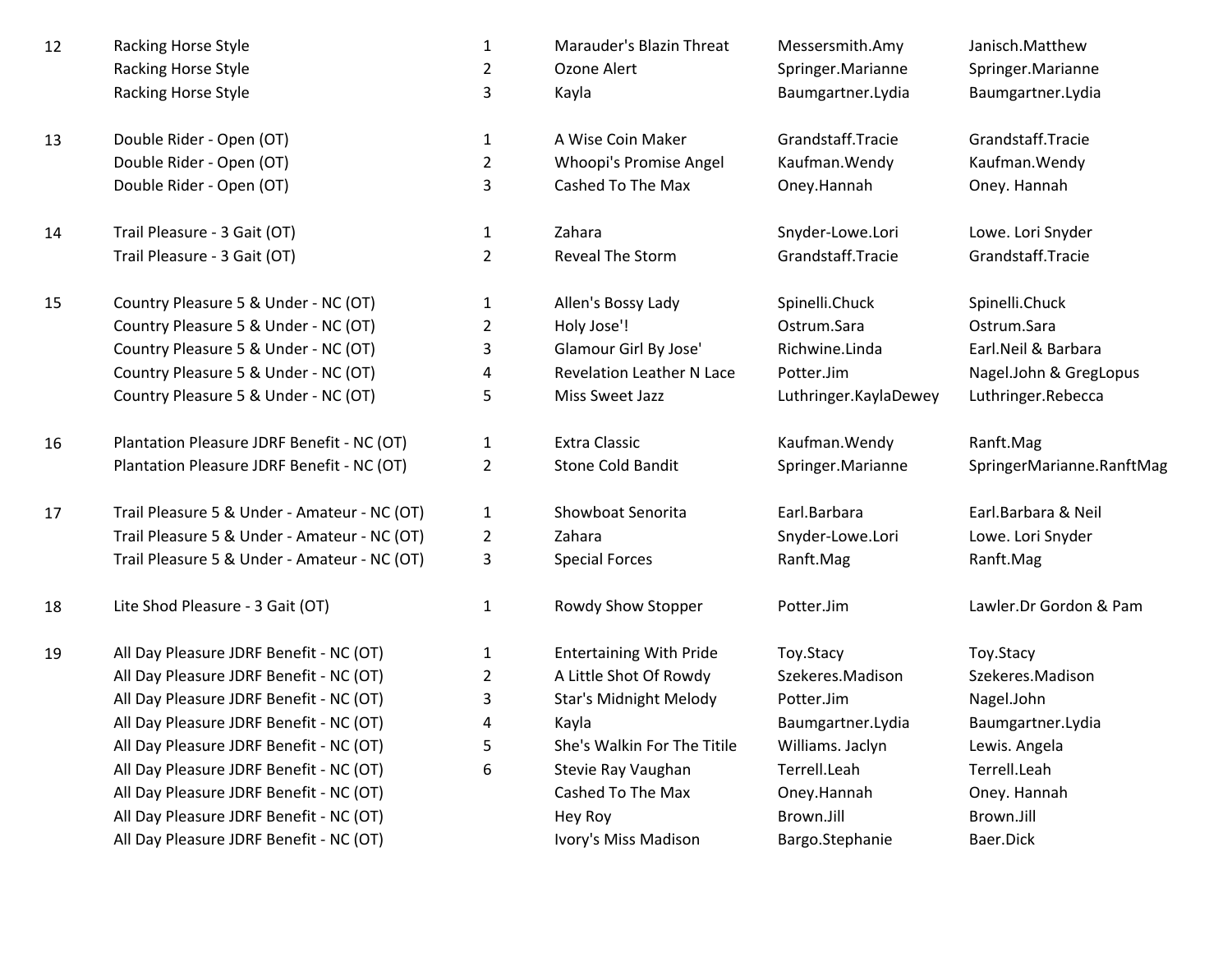| | | | | | |
|---|---|---|---|---|---|
| 12 | Racking Horse Style | 1 | Marauder's Blazin Threat | Messersmith.Amy | Janisch.Matthew |
| | Racking Horse Style | 2 | Ozone Alert | Springer.Marianne | Springer.Marianne |
| | Racking Horse Style | 3 | Kayla | Baumgartner.Lydia | Baumgartner.Lydia |
| | | | | | |
| 13 | Double Rider - Open (OT) | 1 | A Wise Coin Maker | Grandstaff.Tracie | Grandstaff.Tracie |
| | Double Rider - Open (OT) | 2 | Whoopi's Promise Angel | Kaufman.Wendy | Kaufman.Wendy |
| | Double Rider - Open (OT) | 3 | Cashed To The Max | Oney.Hannah | Oney. Hannah |
| | | | | | |
| 14 | Trail Pleasure - 3 Gait (OT) | 1 | Zahara | Snyder-Lowe.Lori | Lowe. Lori Snyder |
| | Trail Pleasure - 3 Gait (OT) | 2 | Reveal The Storm | Grandstaff.Tracie | Grandstaff.Tracie |
| | | | | | |
| 15 | Country Pleasure 5 & Under - NC (OT) | 1 | Allen's Bossy Lady | Spinelli.Chuck | Spinelli.Chuck |
| | Country Pleasure 5 & Under - NC (OT) | 2 | Holy Jose'! | Ostrum.Sara | Ostrum.Sara |
| | Country Pleasure 5 & Under - NC (OT) | 3 | Glamour Girl By Jose' | Richwine.Linda | Earl.Neil & Barbara |
| | Country Pleasure 5 & Under - NC (OT) | 4 | Revelation Leather N Lace | Potter.Jim | Nagel.John & GregLopus |
| | Country Pleasure 5 & Under - NC (OT) | 5 | Miss Sweet Jazz | Luthringer.KaylaDewey | Luthringer.Rebecca |
| | | | | | |
| 16 | Plantation Pleasure JDRF Benefit - NC (OT) | 1 | Extra Classic | Kaufman.Wendy | Ranft.Mag |
| | Plantation Pleasure JDRF Benefit - NC (OT) | 2 | Stone Cold Bandit | Springer.Marianne | SpringerMarianne.RanftMag |
| | | | | | |
| 17 | Trail Pleasure 5 & Under - Amateur - NC (OT) | 1 | Showboat Senorita | Earl.Barbara | Earl.Barbara & Neil |
| | Trail Pleasure 5 & Under - Amateur - NC (OT) | 2 | Zahara | Snyder-Lowe.Lori | Lowe. Lori Snyder |
| | Trail Pleasure 5 & Under - Amateur - NC (OT) | 3 | Special Forces | Ranft.Mag | Ranft.Mag |
| | | | | | |
| 18 | Lite Shod Pleasure - 3 Gait (OT) | 1 | Rowdy Show Stopper | Potter.Jim | Lawler.Dr Gordon & Pam |
| | | | | | |
| 19 | All Day Pleasure JDRF Benefit - NC (OT) | 1 | Entertaining With Pride | Toy.Stacy | Toy.Stacy |
| | All Day Pleasure JDRF Benefit - NC (OT) | 2 | A Little Shot Of Rowdy | Szekeres.Madison | Szekeres.Madison |
| | All Day Pleasure JDRF Benefit - NC (OT) | 3 | Star's Midnight Melody | Potter.Jim | Nagel.John |
| | All Day Pleasure JDRF Benefit - NC (OT) | 4 | Kayla | Baumgartner.Lydia | Baumgartner.Lydia |
| | All Day Pleasure JDRF Benefit - NC (OT) | 5 | She's Walkin For The Titile | Williams. Jaclyn | Lewis. Angela |
| | All Day Pleasure JDRF Benefit - NC (OT) | 6 | Stevie Ray Vaughan | Terrell.Leah | Terrell.Leah |
| | All Day Pleasure JDRF Benefit - NC (OT) | | Cashed To The Max | Oney.Hannah | Oney. Hannah |
| | All Day Pleasure JDRF Benefit - NC (OT) | | Hey Roy | Brown.Jill | Brown.Jill |
| | All Day Pleasure JDRF Benefit - NC (OT) | | Ivory's Miss Madison | Bargo.Stephanie | Baer.Dick |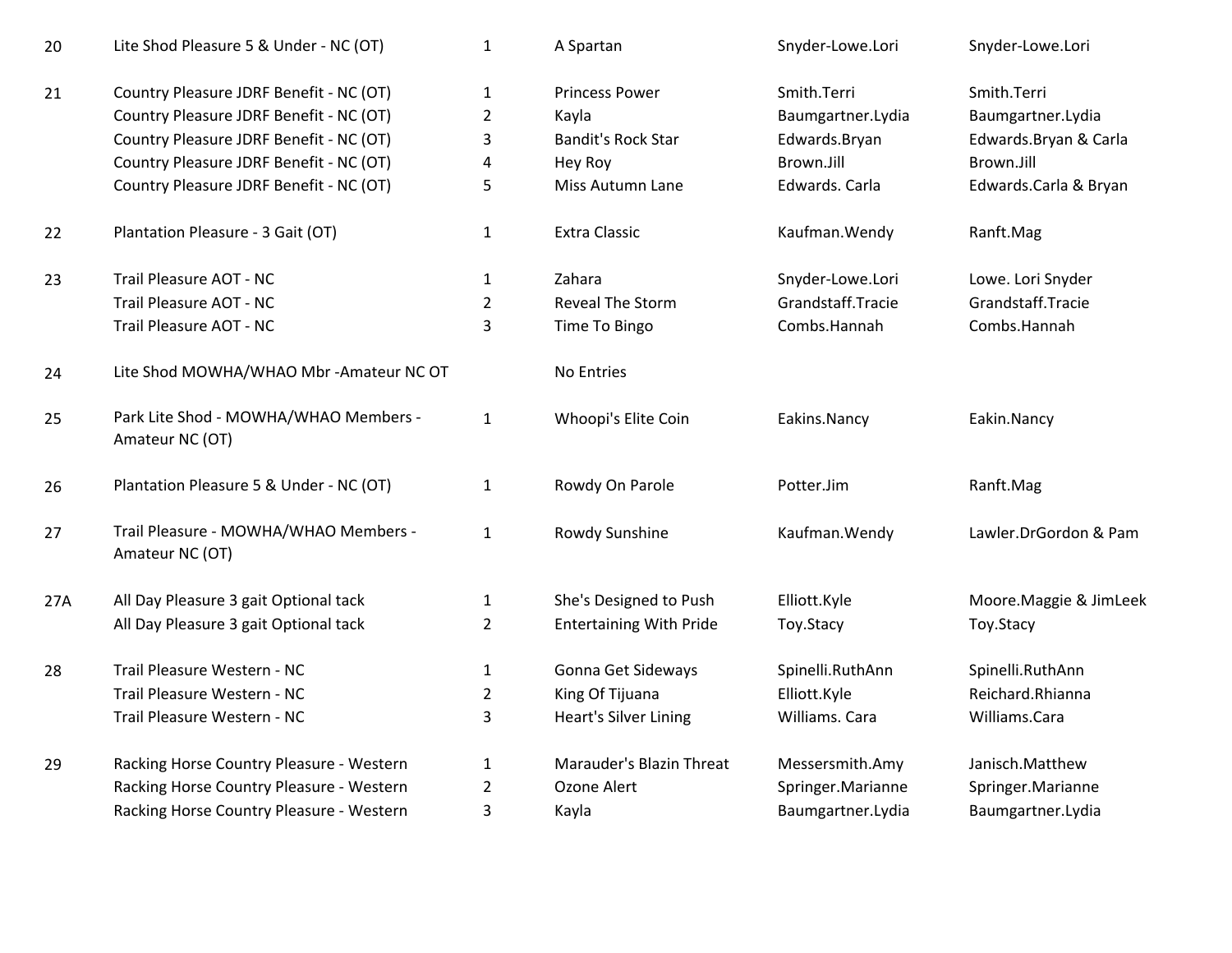| | | | | | |
|---|---|---|---|---|---|
| 20 | Lite Shod Pleasure 5 & Under - NC (OT) | 1 | A Spartan | Snyder-Lowe.Lori | Snyder-Lowe.Lori |
| 21 | Country Pleasure JDRF Benefit - NC (OT) | 1 | Princess Power | Smith.Terri | Smith.Terri |
| | Country Pleasure JDRF Benefit - NC (OT) | 2 | Kayla | Baumgartner.Lydia | Baumgartner.Lydia |
| | Country Pleasure JDRF Benefit - NC (OT) | 3 | Bandit's Rock Star | Edwards.Bryan | Edwards.Bryan & Carla |
| | Country Pleasure JDRF Benefit - NC (OT) | 4 | Hey Roy | Brown.Jill | Brown.Jill |
| | Country Pleasure JDRF Benefit - NC (OT) | 5 | Miss Autumn Lane | Edwards. Carla | Edwards.Carla & Bryan |
| 22 | Plantation Pleasure - 3 Gait (OT) | 1 | Extra Classic | Kaufman.Wendy | Ranft.Mag |
| 23 | Trail Pleasure AOT - NC | 1 | Zahara | Snyder-Lowe.Lori | Lowe. Lori Snyder |
| | Trail Pleasure AOT - NC | 2 | Reveal The Storm | Grandstaff.Tracie | Grandstaff.Tracie |
| | Trail Pleasure AOT - NC | 3 | Time To Bingo | Combs.Hannah | Combs.Hannah |
| 24 | Lite Shod MOWHA/WHAO Mbr -Amateur NC OT | | No Entries | | |
| 25 | Park Lite Shod - MOWHA/WHAO Members - Amateur NC (OT) | 1 | Whoopi's Elite Coin | Eakins.Nancy | Eakin.Nancy |
| 26 | Plantation Pleasure 5 & Under - NC (OT) | 1 | Rowdy On Parole | Potter.Jim | Ranft.Mag |
| 27 | Trail Pleasure - MOWHA/WHAO Members - Amateur NC (OT) | 1 | Rowdy Sunshine | Kaufman.Wendy | Lawler.DrGordon & Pam |
| 27A | All Day Pleasure 3 gait Optional tack | 1 | She's Designed to Push | Elliott.Kyle | Moore.Maggie & JimLeek |
| | All Day Pleasure 3 gait Optional tack | 2 | Entertaining With Pride | Toy.Stacy | Toy.Stacy |
| 28 | Trail Pleasure Western - NC | 1 | Gonna Get Sideways | Spinelli.RuthAnn | Spinelli.RuthAnn |
| | Trail Pleasure Western - NC | 2 | King Of Tijuana | Elliott.Kyle | Reichard.Rhianna |
| | Trail Pleasure Western - NC | 3 | Heart's Silver Lining | Williams. Cara | Williams.Cara |
| 29 | Racking Horse Country Pleasure - Western | 1 | Marauder's Blazin Threat | Messersmith.Amy | Janisch.Matthew |
| | Racking Horse Country Pleasure - Western | 2 | Ozone Alert | Springer.Marianne | Springer.Marianne |
| | Racking Horse Country Pleasure - Western | 3 | Kayla | Baumgartner.Lydia | Baumgartner.Lydia |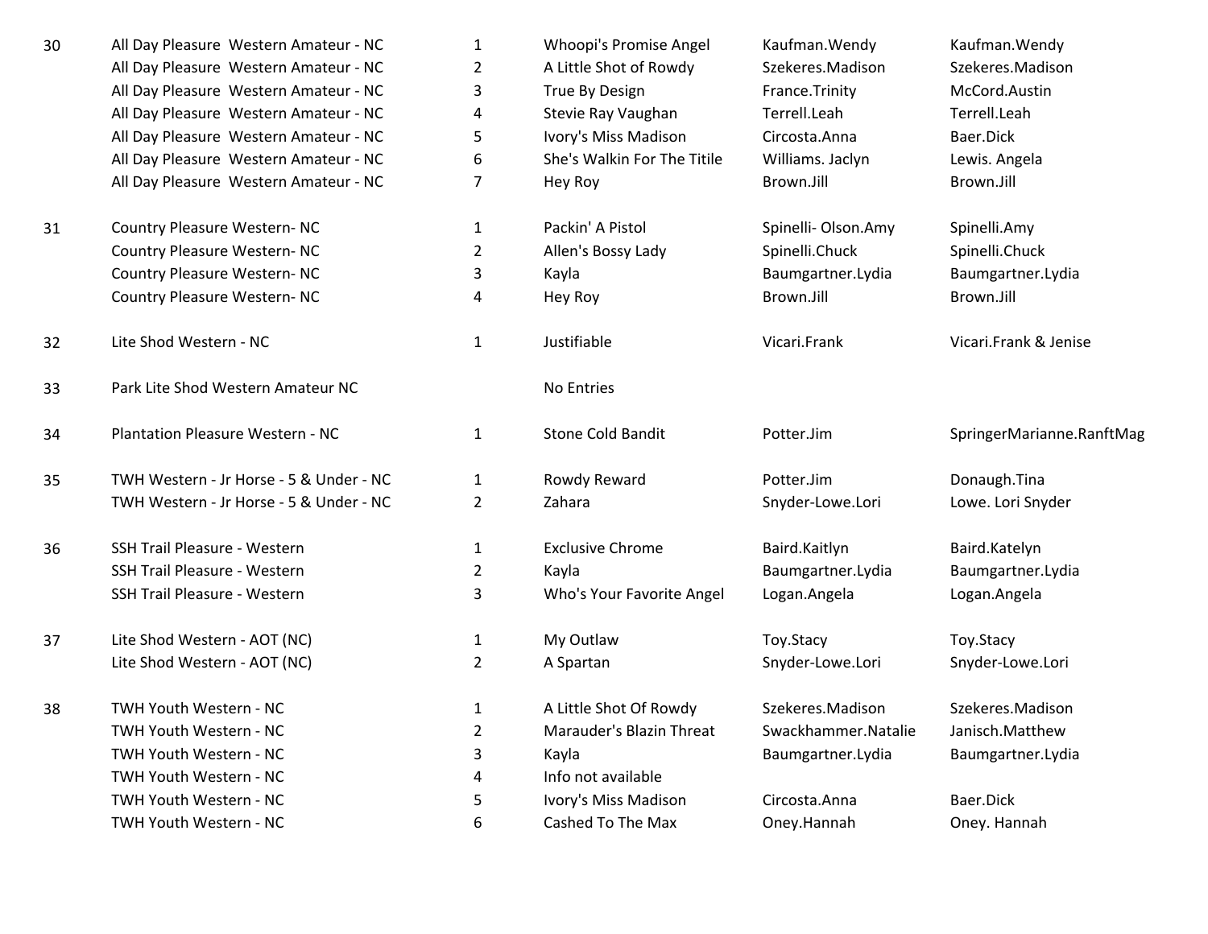| | | | | | |
|---|---|---|---|---|---|
| 30 | All Day Pleasure Western Amateur - NC | 1 | Whoopi's Promise Angel | Kaufman.Wendy | Kaufman.Wendy |
| | All Day Pleasure Western Amateur - NC | 2 | A Little Shot of Rowdy | Szekeres.Madison | Szekeres.Madison |
| | All Day Pleasure Western Amateur - NC | 3 | True By Design | France.Trinity | McCord.Austin |
| | All Day Pleasure Western Amateur - NC | 4 | Stevie Ray Vaughan | Terrell.Leah | Terrell.Leah |
| | All Day Pleasure Western Amateur - NC | 5 | Ivory's Miss Madison | Circosta.Anna | Baer.Dick |
| | All Day Pleasure Western Amateur - NC | 6 | She's Walkin For The Titile | Williams. Jaclyn | Lewis. Angela |
| | All Day Pleasure Western Amateur - NC | 7 | Hey Roy | Brown.Jill | Brown.Jill |
| 31 | Country Pleasure Western- NC | 1 | Packin' A Pistol | Spinelli- Olson.Amy | Spinelli.Amy |
| | Country Pleasure Western- NC | 2 | Allen's Bossy Lady | Spinelli.Chuck | Spinelli.Chuck |
| | Country Pleasure Western- NC | 3 | Kayla | Baumgartner.Lydia | Baumgartner.Lydia |
| | Country Pleasure Western- NC | 4 | Hey Roy | Brown.Jill | Brown.Jill |
| 32 | Lite Shod Western - NC | 1 | Justifiable | Vicari.Frank | Vicari.Frank & Jenise |
| 33 | Park Lite Shod Western Amateur NC | | No Entries | | |
| 34 | Plantation Pleasure Western - NC | 1 | Stone Cold Bandit | Potter.Jim | SpringerMarianne.RanftMag |
| 35 | TWH Western - Jr Horse - 5 & Under - NC | 1 | Rowdy Reward | Potter.Jim | Donaugh.Tina |
| | TWH Western - Jr Horse - 5 & Under - NC | 2 | Zahara | Snyder-Lowe.Lori | Lowe. Lori Snyder |
| 36 | SSH Trail Pleasure - Western | 1 | Exclusive Chrome | Baird.Kaitlyn | Baird.Katelyn |
| | SSH Trail Pleasure - Western | 2 | Kayla | Baumgartner.Lydia | Baumgartner.Lydia |
| | SSH Trail Pleasure - Western | 3 | Who's Your Favorite Angel | Logan.Angela | Logan.Angela |
| 37 | Lite Shod Western - AOT (NC) | 1 | My Outlaw | Toy.Stacy | Toy.Stacy |
| | Lite Shod Western - AOT (NC) | 2 | A Spartan | Snyder-Lowe.Lori | Snyder-Lowe.Lori |
| 38 | TWH Youth Western - NC | 1 | A Little Shot Of Rowdy | Szekeres.Madison | Szekeres.Madison |
| | TWH Youth Western - NC | 2 | Marauder's Blazin Threat | Swackhammer.Natalie | Janisch.Matthew |
| | TWH Youth Western - NC | 3 | Kayla | Baumgartner.Lydia | Baumgartner.Lydia |
| | TWH Youth Western - NC | 4 | Info not available | | |
| | TWH Youth Western - NC | 5 | Ivory's Miss Madison | Circosta.Anna | Baer.Dick |
| | TWH Youth Western - NC | 6 | Cashed To The Max | Oney.Hannah | Oney. Hannah |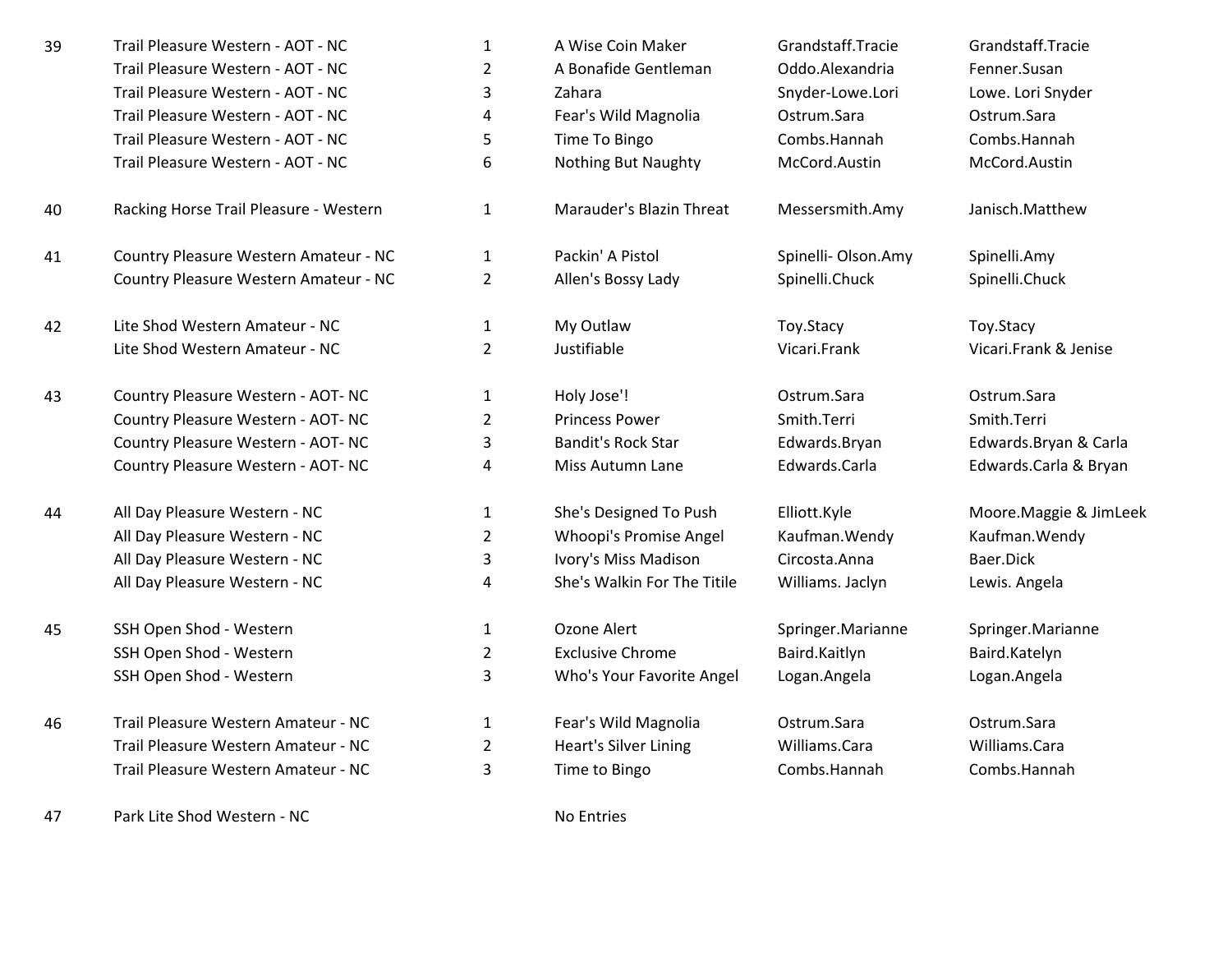| | | | | | |
|---|---|---|---|---|---|
| 39 | Trail Pleasure Western - AOT - NC | 1 | A Wise Coin Maker | Grandstaff.Tracie | Grandstaff.Tracie |
| | Trail Pleasure Western - AOT - NC | 2 | A Bonafide Gentleman | Oddo.Alexandria | Fenner.Susan |
| | Trail Pleasure Western - AOT - NC | 3 | Zahara | Snyder-Lowe.Lori | Lowe. Lori Snyder |
| | Trail Pleasure Western - AOT - NC | 4 | Fear's Wild Magnolia | Ostrum.Sara | Ostrum.Sara |
| | Trail Pleasure Western - AOT - NC | 5 | Time To Bingo | Combs.Hannah | Combs.Hannah |
| | Trail Pleasure Western - AOT - NC | 6 | Nothing But Naughty | McCord.Austin | McCord.Austin |
| 40 | Racking Horse Trail Pleasure - Western | 1 | Marauder's Blazin Threat | Messersmith.Amy | Janisch.Matthew |
| 41 | Country Pleasure Western Amateur - NC | 1 | Packin' A Pistol | Spinelli- Olson.Amy | Spinelli.Amy |
| | Country Pleasure Western Amateur - NC | 2 | Allen's Bossy Lady | Spinelli.Chuck | Spinelli.Chuck |
| 42 | Lite Shod Western Amateur - NC | 1 | My Outlaw | Toy.Stacy | Toy.Stacy |
| | Lite Shod Western Amateur - NC | 2 | Justifiable | Vicari.Frank | Vicari.Frank & Jenise |
| 43 | Country Pleasure Western - AOT- NC | 1 | Holy Jose'! | Ostrum.Sara | Ostrum.Sara |
| | Country Pleasure Western - AOT- NC | 2 | Princess Power | Smith.Terri | Smith.Terri |
| | Country Pleasure Western - AOT- NC | 3 | Bandit's Rock Star | Edwards.Bryan | Edwards.Bryan & Carla |
| | Country Pleasure Western - AOT- NC | 4 | Miss Autumn Lane | Edwards.Carla | Edwards.Carla & Bryan |
| 44 | All Day Pleasure Western - NC | 1 | She's Designed To Push | Elliott.Kyle | Moore.Maggie & JimLeek |
| | All Day Pleasure Western - NC | 2 | Whoopi's Promise Angel | Kaufman.Wendy | Kaufman.Wendy |
| | All Day Pleasure Western - NC | 3 | Ivory's Miss Madison | Circosta.Anna | Baer.Dick |
| | All Day Pleasure Western - NC | 4 | She's Walkin For The Titile | Williams. Jaclyn | Lewis. Angela |
| 45 | SSH Open Shod - Western | 1 | Ozone Alert | Springer.Marianne | Springer.Marianne |
| | SSH Open Shod - Western | 2 | Exclusive Chrome | Baird.Kaitlyn | Baird.Katelyn |
| | SSH Open Shod - Western | 3 | Who's Your Favorite Angel | Logan.Angela | Logan.Angela |
| 46 | Trail Pleasure Western Amateur - NC | 1 | Fear's Wild Magnolia | Ostrum.Sara | Ostrum.Sara |
| | Trail Pleasure Western Amateur - NC | 2 | Heart's Silver Lining | Williams.Cara | Williams.Cara |
| | Trail Pleasure Western Amateur - NC | 3 | Time to Bingo | Combs.Hannah | Combs.Hannah |
| 47 | Park Lite Shod Western - NC | | No Entries | | |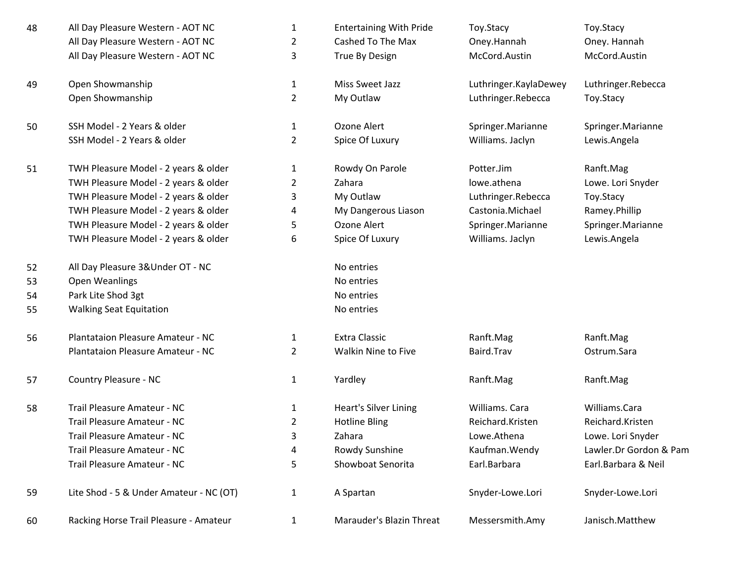| | | | | | |
|---|---|---|---|---|---|
| 48 | All Day Pleasure Western - AOT NC | 1 | Entertaining With Pride | Toy.Stacy | Toy.Stacy |
| | All Day Pleasure Western - AOT NC | 2 | Cashed To The Max | Oney.Hannah | Oney. Hannah |
| | All Day Pleasure Western - AOT NC | 3 | True By Design | McCord.Austin | McCord.Austin |
| 49 | Open Showmanship | 1 | Miss Sweet Jazz | Luthringer.KaylaDewey | Luthringer.Rebecca |
| | Open Showmanship | 2 | My Outlaw | Luthringer.Rebecca | Toy.Stacy |
| 50 | SSH Model - 2 Years & older | 1 | Ozone Alert | Springer.Marianne | Springer.Marianne |
| | SSH Model - 2 Years & older | 2 | Spice Of Luxury | Williams. Jaclyn | Lewis.Angela |
| 51 | TWH Pleasure Model - 2 years & older | 1 | Rowdy On Parole | Potter.Jim | Ranft.Mag |
| | TWH Pleasure Model - 2 years & older | 2 | Zahara | lowe.athena | Lowe. Lori Snyder |
| | TWH Pleasure Model - 2 years & older | 3 | My Outlaw | Luthringer.Rebecca | Toy.Stacy |
| | TWH Pleasure Model - 2 years & older | 4 | My Dangerous Liason | Castonia.Michael | Ramey.Phillip |
| | TWH Pleasure Model - 2 years & older | 5 | Ozone Alert | Springer.Marianne | Springer.Marianne |
| | TWH Pleasure Model - 2 years & older | 6 | Spice Of Luxury | Williams. Jaclyn | Lewis.Angela |
| 52 | All Day Pleasure 3&Under OT - NC | | No entries | | |
| 53 | Open Weanlings | | No entries | | |
| 54 | Park Lite Shod 3gt | | No entries | | |
| 55 | Walking Seat Equitation | | No entries | | |
| 56 | Plantataion Pleasure Amateur - NC | 1 | Extra Classic | Ranft.Mag | Ranft.Mag |
| | Plantataion Pleasure Amateur - NC | 2 | Walkin Nine to Five | Baird.Trav | Ostrum.Sara |
| 57 | Country Pleasure - NC | 1 | Yardley | Ranft.Mag | Ranft.Mag |
| 58 | Trail Pleasure Amateur - NC | 1 | Heart's Silver Lining | Williams. Cara | Williams.Cara |
| | Trail Pleasure Amateur - NC | 2 | Hotline Bling | Reichard.Kristen | Reichard.Kristen |
| | Trail Pleasure Amateur - NC | 3 | Zahara | Lowe.Athena | Lowe. Lori Snyder |
| | Trail Pleasure Amateur - NC | 4 | Rowdy Sunshine | Kaufman.Wendy | Lawler.Dr Gordon & Pam |
| | Trail Pleasure Amateur - NC | 5 | Showboat Senorita | Earl.Barbara | Earl.Barbara & Neil |
| 59 | Lite Shod - 5 & Under Amateur - NC (OT) | 1 | A Spartan | Snyder-Lowe.Lori | Snyder-Lowe.Lori |
| 60 | Racking Horse Trail Pleasure - Amateur | 1 | Marauder's Blazin Threat | Messersmith.Amy | Janisch.Matthew |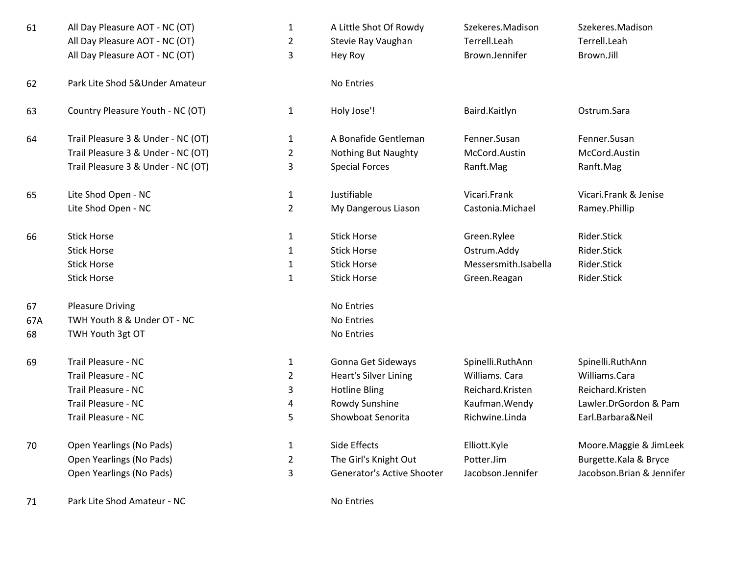| | | | | | |
|---|---|---|---|---|---|
| 61 | All Day Pleasure AOT - NC (OT) | 1 | A Little Shot Of Rowdy | Szekeres.Madison | Szekeres.Madison |
| | All Day Pleasure AOT - NC (OT) | 2 | Stevie Ray Vaughan | Terrell.Leah | Terrell.Leah |
| | All Day Pleasure AOT - NC (OT) | 3 | Hey Roy | Brown.Jennifer | Brown.Jill |
| 62 | Park Lite Shod 5&Under Amateur | | No Entries | | |
| 63 | Country Pleasure Youth - NC (OT) | 1 | Holy Jose'! | Baird.Kaitlyn | Ostrum.Sara |
| 64 | Trail Pleasure 3 & Under - NC (OT) | 1 | A Bonafide Gentleman | Fenner.Susan | Fenner.Susan |
| | Trail Pleasure 3 & Under - NC (OT) | 2 | Nothing But Naughty | McCord.Austin | McCord.Austin |
| | Trail Pleasure 3 & Under - NC (OT) | 3 | Special Forces | Ranft.Mag | Ranft.Mag |
| 65 | Lite Shod Open - NC | 1 | Justifiable | Vicari.Frank | Vicari.Frank & Jenise |
| | Lite Shod Open - NC | 2 | My Dangerous Liason | Castonia.Michael | Ramey.Phillip |
| 66 | Stick Horse | 1 | Stick Horse | Green.Rylee | Rider.Stick |
| | Stick Horse | 1 | Stick Horse | Ostrum.Addy | Rider.Stick |
| | Stick Horse | 1 | Stick Horse | Messersmith.Isabella | Rider.Stick |
| | Stick Horse | 1 | Stick Horse | Green.Reagan | Rider.Stick |
| 67 | Pleasure Driving | | No Entries | | |
| 67A | TWH Youth 8 & Under OT - NC | | No Entries | | |
| 68 | TWH Youth 3gt OT | | No Entries | | |
| 69 | Trail Pleasure - NC | 1 | Gonna Get Sideways | Spinelli.RuthAnn | Spinelli.RuthAnn |
| | Trail Pleasure - NC | 2 | Heart's Silver Lining | Williams. Cara | Williams.Cara |
| | Trail Pleasure - NC | 3 | Hotline Bling | Reichard.Kristen | Reichard.Kristen |
| | Trail Pleasure - NC | 4 | Rowdy Sunshine | Kaufman.Wendy | Lawler.DrGordon & Pam |
| | Trail Pleasure - NC | 5 | Showboat Senorita | Richwine.Linda | Earl.Barbara&Neil |
| 70 | Open Yearlings (No Pads) | 1 | Side Effects | Elliott.Kyle | Moore.Maggie & JimLeek |
| | Open Yearlings (No Pads) | 2 | The Girl's Knight Out | Potter.Jim | Burgette.Kala & Bryce |
| | Open Yearlings (No Pads) | 3 | Generator's Active Shooter | Jacobson.Jennifer | Jacobson.Brian & Jennifer |
| 71 | Park Lite Shod Amateur - NC | | No Entries | | |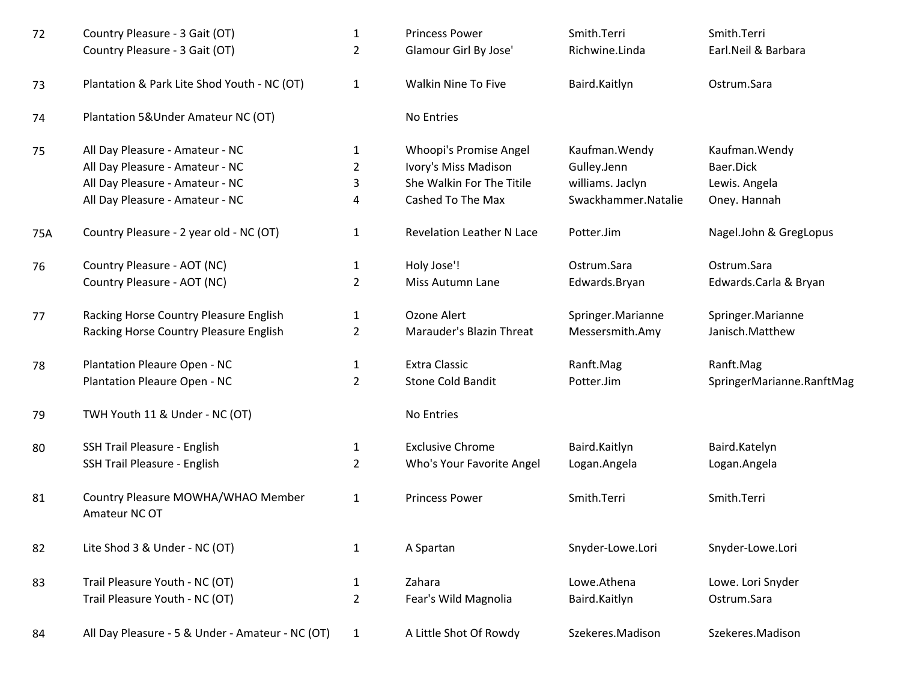| | | | | | |
|---|---|---|---|---|---|
| 72 | Country Pleasure - 3 Gait (OT) | 1 | Princess Power | Smith.Terri | Smith.Terri |
| | Country Pleasure - 3 Gait (OT) | 2 | Glamour Girl By Jose' | Richwine.Linda | Earl.Neil & Barbara |
| 73 | Plantation & Park Lite Shod Youth - NC (OT) | 1 | Walkin Nine To Five | Baird.Kaitlyn | Ostrum.Sara |
| 74 | Plantation 5&Under Amateur NC (OT) | | No Entries | | |
| 75 | All Day Pleasure - Amateur - NC | 1 | Whoopi's Promise Angel | Kaufman.Wendy | Kaufman.Wendy |
| | All Day Pleasure - Amateur - NC | 2 | Ivory's Miss Madison | Gulley.Jenn | Baer.Dick |
| | All Day Pleasure - Amateur - NC | 3 | She Walkin For The Titile | williams. Jaclyn | Lewis. Angela |
| | All Day Pleasure - Amateur - NC | 4 | Cashed To The Max | Swackhammer.Natalie | Oney. Hannah |
| 75A | Country Pleasure - 2 year old - NC (OT) | 1 | Revelation Leather N Lace | Potter.Jim | Nagel.John & GregLopus |
| 76 | Country Pleasure - AOT (NC) | 1 | Holy Jose'! | Ostrum.Sara | Ostrum.Sara |
| | Country Pleasure - AOT (NC) | 2 | Miss Autumn Lane | Edwards.Bryan | Edwards.Carla & Bryan |
| 77 | Racking Horse Country Pleasure English | 1 | Ozone Alert | Springer.Marianne | Springer.Marianne |
| | Racking Horse Country Pleasure English | 2 | Marauder's Blazin Threat | Messersmith.Amy | Janisch.Matthew |
| 78 | Plantation Pleaure Open - NC | 1 | Extra Classic | Ranft.Mag | Ranft.Mag |
| | Plantation Pleaure Open - NC | 2 | Stone Cold Bandit | Potter.Jim | SpringerMarianne.RanftMag |
| 79 | TWH Youth 11 & Under - NC (OT) | | No Entries | | |
| 80 | SSH Trail Pleasure - English | 1 | Exclusive Chrome | Baird.Kaitlyn | Baird.Katelyn |
| | SSH Trail Pleasure - English | 2 | Who's Your Favorite Angel | Logan.Angela | Logan.Angela |
| 81 | Country Pleasure MOWHA/WHAO Member Amateur NC OT | 1 | Princess Power | Smith.Terri | Smith.Terri |
| 82 | Lite Shod 3 & Under - NC (OT) | 1 | A Spartan | Snyder-Lowe.Lori | Snyder-Lowe.Lori |
| 83 | Trail Pleasure Youth - NC (OT) | 1 | Zahara | Lowe.Athena | Lowe. Lori Snyder |
| | Trail Pleasure Youth - NC (OT) | 2 | Fear's Wild Magnolia | Baird.Kaitlyn | Ostrum.Sara |
| 84 | All Day Pleasure - 5 & Under - Amateur - NC (OT) | 1 | A Little Shot Of Rowdy | Szekeres.Madison | Szekeres.Madison |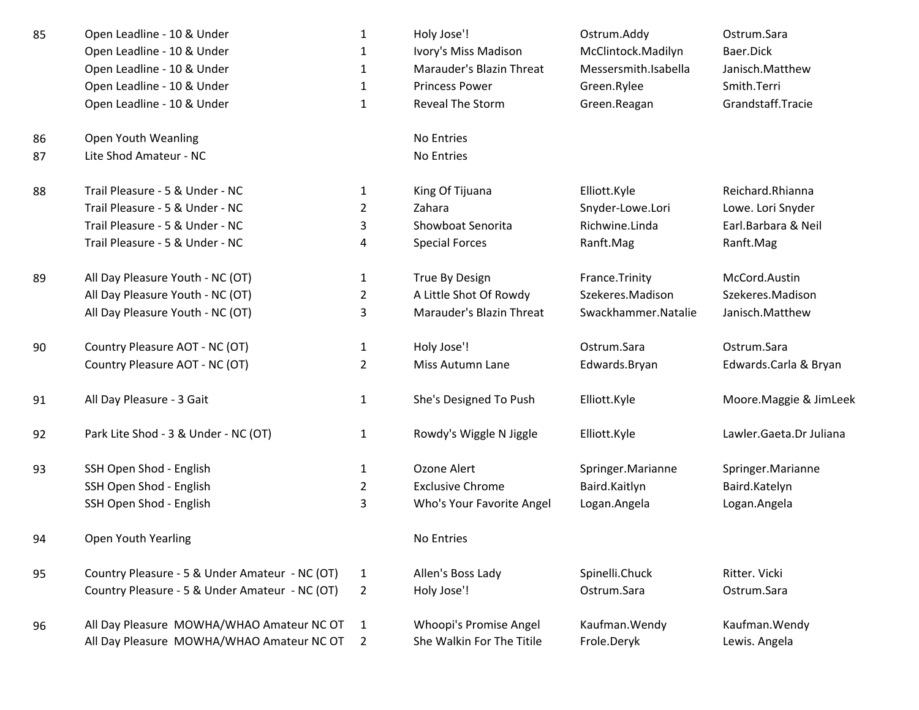| | | | | | |
|---|---|---|---|---|---|
| 85 | Open Leadline - 10 & Under | 1 | Holy Jose'! | Ostrum.Addy | Ostrum.Sara |
| | Open Leadline - 10 & Under | 1 | Ivory's Miss Madison | McClintock.Madilyn | Baer.Dick |
| | Open Leadline - 10 & Under | 1 | Marauder's Blazin Threat | Messersmith.Isabella | Janisch.Matthew |
| | Open Leadline - 10 & Under | 1 | Princess Power | Green.Rylee | Smith.Terri |
| | Open Leadline - 10 & Under | 1 | Reveal The Storm | Green.Reagan | Grandstaff.Tracie |
| 86 | Open Youth Weanling | | No Entries | | |
| 87 | Lite Shod Amateur - NC | | No Entries | | |
| 88 | Trail Pleasure - 5 & Under - NC | 1 | King Of Tijuana | Elliott.Kyle | Reichard.Rhianna |
| | Trail Pleasure - 5 & Under - NC | 2 | Zahara | Snyder-Lowe.Lori | Lowe. Lori Snyder |
| | Trail Pleasure - 5 & Under - NC | 3 | Showboat Senorita | Richwine.Linda | Earl.Barbara & Neil |
| | Trail Pleasure - 5 & Under - NC | 4 | Special Forces | Ranft.Mag | Ranft.Mag |
| 89 | All Day Pleasure Youth - NC (OT) | 1 | True By Design | France.Trinity | McCord.Austin |
| | All Day Pleasure Youth - NC (OT) | 2 | A Little Shot Of Rowdy | Szekeres.Madison | Szekeres.Madison |
| | All Day Pleasure Youth - NC (OT) | 3 | Marauder's Blazin Threat | Swackhammer.Natalie | Janisch.Matthew |
| 90 | Country Pleasure AOT - NC (OT) | 1 | Holy Jose'! | Ostrum.Sara | Ostrum.Sara |
| | Country Pleasure AOT - NC (OT) | 2 | Miss Autumn Lane | Edwards.Bryan | Edwards.Carla & Bryan |
| 91 | All Day Pleasure - 3 Gait | 1 | She's Designed To Push | Elliott.Kyle | Moore.Maggie & JimLeek |
| 92 | Park Lite Shod - 3 & Under - NC (OT) | 1 | Rowdy's Wiggle N Jiggle | Elliott.Kyle | Lawler.Gaeta.Dr Juliana |
| 93 | SSH Open Shod - English | 1 | Ozone Alert | Springer.Marianne | Springer.Marianne |
| | SSH Open Shod - English | 2 | Exclusive Chrome | Baird.Kaitlyn | Baird.Katelyn |
| | SSH Open Shod - English | 3 | Who's Your Favorite Angel | Logan.Angela | Logan.Angela |
| 94 | Open Youth Yearling | | No Entries | | |
| 95 | Country Pleasure - 5 & Under Amateur - NC (OT) | 1 | Allen's Boss Lady | Spinelli.Chuck | Ritter. Vicki |
| | Country Pleasure - 5 & Under Amateur - NC (OT) | 2 | Holy Jose'! | Ostrum.Sara | Ostrum.Sara |
| 96 | All Day Pleasure MOWHA/WHAO Amateur NC OT | 1 | Whoopi's Promise Angel | Kaufman.Wendy | Kaufman.Wendy |
| | All Day Pleasure MOWHA/WHAO Amateur NC OT | 2 | She Walkin For The Titile | Frole.Deryk | Lewis. Angela |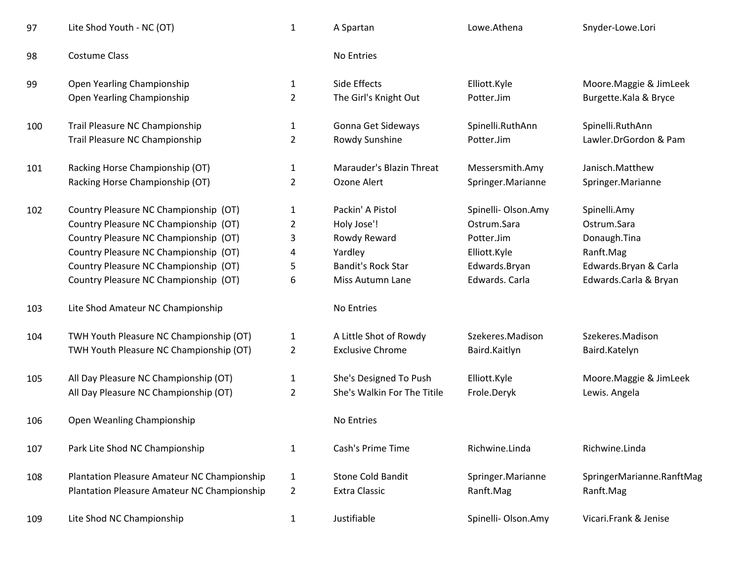| | | | | | |
|---|---|---|---|---|---|
| 97 | Lite Shod Youth - NC (OT) | 1 | A Spartan | Lowe.Athena | Snyder-Lowe.Lori |
| 98 | Costume Class | | No Entries | | |
| 99 | Open Yearling Championship | 1 | Side Effects | Elliott.Kyle | Moore.Maggie & JimLeek |
| | Open Yearling Championship | 2 | The Girl's Knight Out | Potter.Jim | Burgette.Kala & Bryce |
| 100 | Trail Pleasure NC Championship | 1 | Gonna Get Sideways | Spinelli.RuthAnn | Spinelli.RuthAnn |
| | Trail Pleasure NC Championship | 2 | Rowdy Sunshine | Potter.Jim | Lawler.DrGordon & Pam |
| 101 | Racking Horse Championship (OT) | 1 | Marauder's Blazin Threat | Messersmith.Amy | Janisch.Matthew |
| | Racking Horse Championship (OT) | 2 | Ozone Alert | Springer.Marianne | Springer.Marianne |
| 102 | Country Pleasure NC Championship (OT) | 1 | Packin' A Pistol | Spinelli- Olson.Amy | Spinelli.Amy |
| | Country Pleasure NC Championship (OT) | 2 | Holy Jose'! | Ostrum.Sara | Ostrum.Sara |
| | Country Pleasure NC Championship (OT) | 3 | Rowdy Reward | Potter.Jim | Donaugh.Tina |
| | Country Pleasure NC Championship (OT) | 4 | Yardley | Elliott.Kyle | Ranft.Mag |
| | Country Pleasure NC Championship (OT) | 5 | Bandit's Rock Star | Edwards.Bryan | Edwards.Bryan & Carla |
| | Country Pleasure NC Championship (OT) | 6 | Miss Autumn Lane | Edwards. Carla | Edwards.Carla & Bryan |
| 103 | Lite Shod Amateur NC Championship | | No Entries | | |
| 104 | TWH Youth Pleasure NC Championship (OT) | 1 | A Little Shot of Rowdy | Szekeres.Madison | Szekeres.Madison |
| | TWH Youth Pleasure NC Championship (OT) | 2 | Exclusive Chrome | Baird.Kaitlyn | Baird.Katelyn |
| 105 | All Day Pleasure NC Championship (OT) | 1 | She's Designed To Push | Elliott.Kyle | Moore.Maggie & JimLeek |
| | All Day Pleasure NC Championship (OT) | 2 | She's Walkin For The Titile | Frole.Deryk | Lewis. Angela |
| 106 | Open Weanling Championship | | No Entries | | |
| 107 | Park Lite Shod NC Championship | 1 | Cash's Prime Time | Richwine.Linda | Richwine.Linda |
| 108 | Plantation Pleasure Amateur NC Championship | 1 | Stone Cold Bandit | Springer.Marianne | SpringerMarianne.RanftMag |
| | Plantation Pleasure Amateur NC Championship | 2 | Extra Classic | Ranft.Mag | Ranft.Mag |
| 109 | Lite Shod NC Championship | 1 | Justifiable | Spinelli- Olson.Amy | Vicari.Frank & Jenise |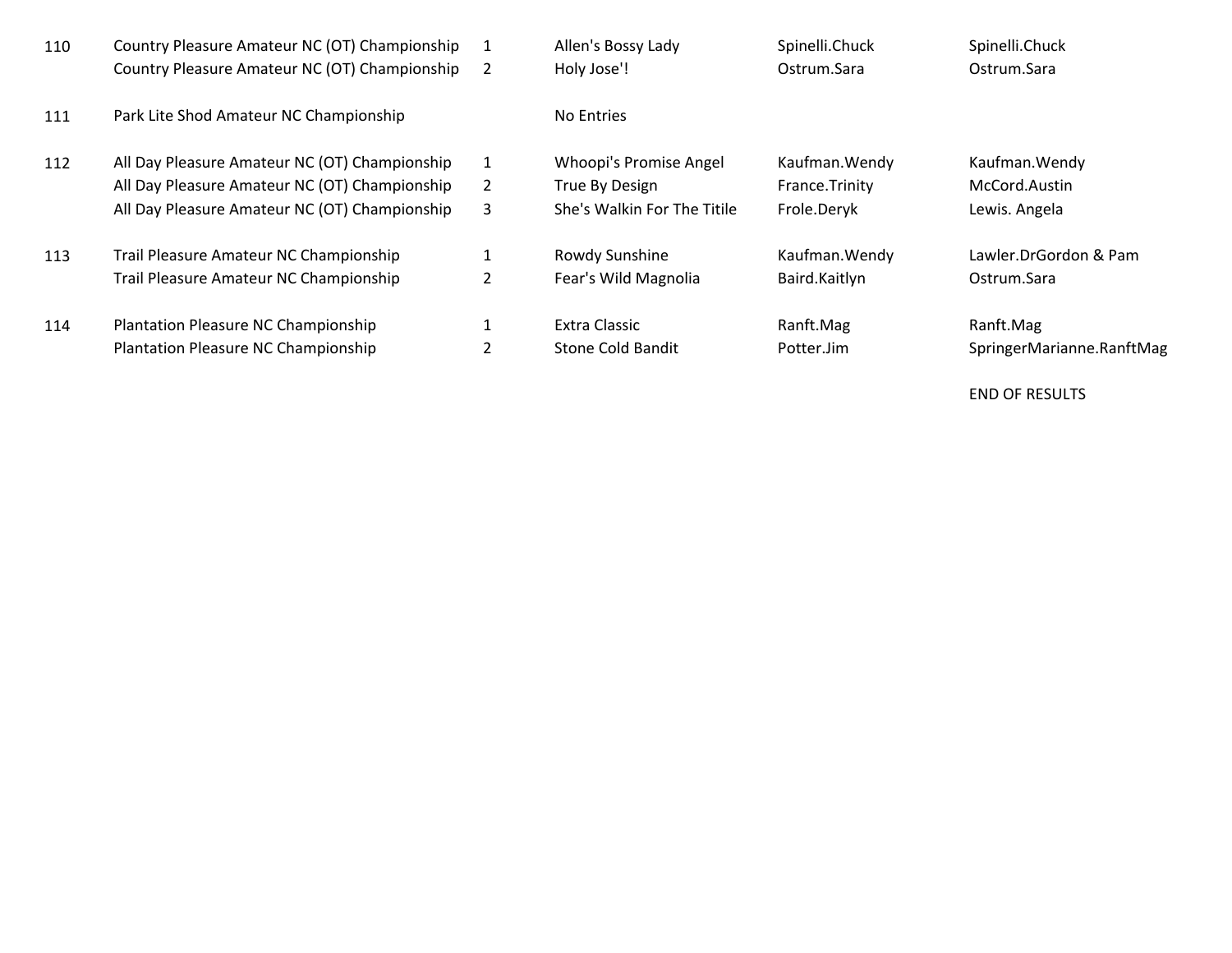| | | | | | |
|---|---|---|---|---|---|
| 110 | Country Pleasure Amateur NC (OT) Championship | 1 | Allen's Bossy Lady | Spinelli.Chuck | Spinelli.Chuck |
| | Country Pleasure Amateur NC (OT) Championship | 2 | Holy Jose'! | Ostrum.Sara | Ostrum.Sara |
| 111 | Park Lite Shod Amateur NC Championship | | No Entries | | |
| 112 | All Day Pleasure Amateur NC (OT) Championship | 1 | Whoopi's Promise Angel | Kaufman.Wendy | Kaufman.Wendy |
| | All Day Pleasure Amateur NC (OT) Championship | 2 | True By Design | France.Trinity | McCord.Austin |
| | All Day Pleasure Amateur NC (OT) Championship | 3 | She's Walkin For The Titile | Frole.Deryk | Lewis. Angela |
| 113 | Trail Pleasure Amateur NC Championship | 1 | Rowdy Sunshine | Kaufman.Wendy | Lawler.DrGordon & Pam |
| | Trail Pleasure Amateur NC Championship | 2 | Fear's Wild Magnolia | Baird.Kaitlyn | Ostrum.Sara |
| 114 | Plantation Pleasure NC Championship | 1 | Extra Classic | Ranft.Mag | Ranft.Mag |
| | Plantation Pleasure NC Championship | 2 | Stone Cold Bandit | Potter.Jim | SpringerMarianne.RanftMag |

END OF RESULTS